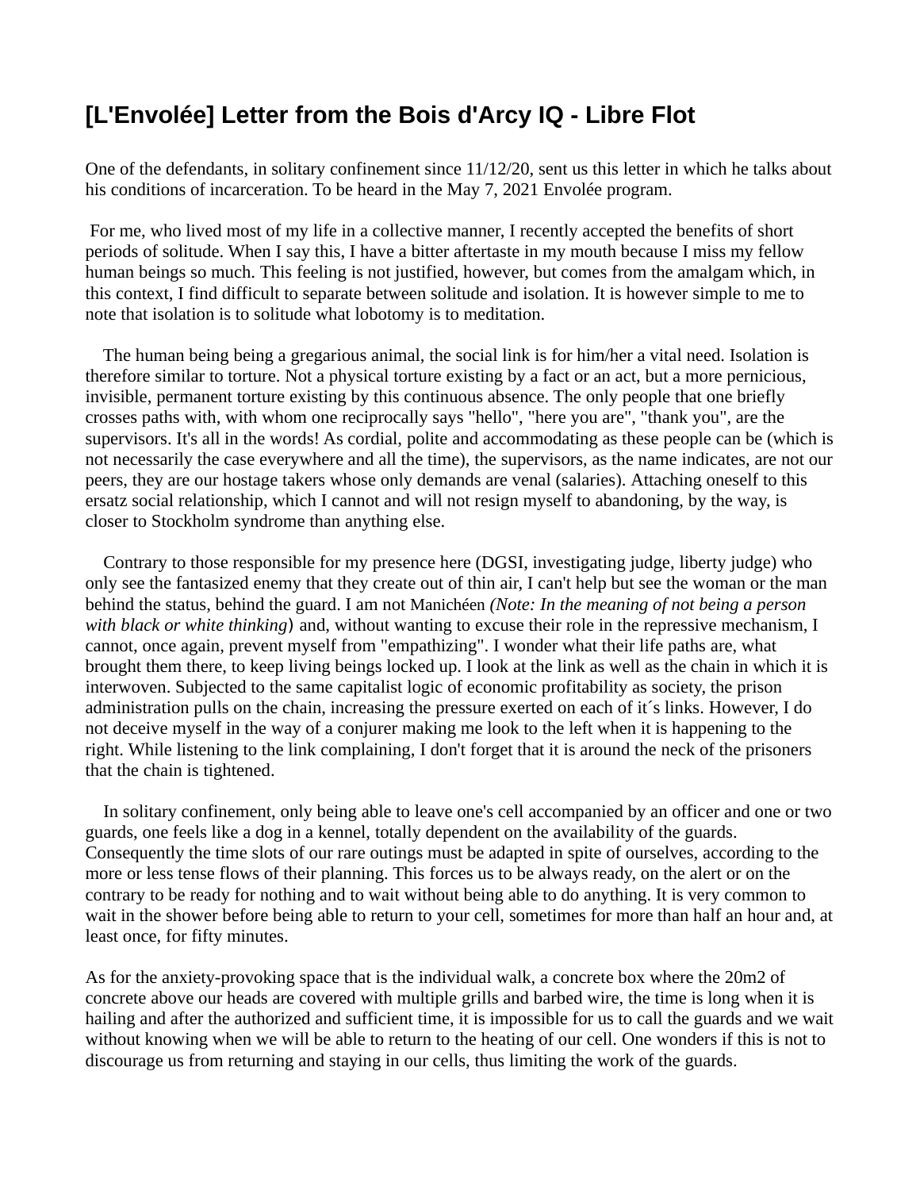# [L'Envolée] Letter from the Bois d'Arcy IQ - Libre Flot

One of the defendants, in solitary confinement since 11/12/20, sent us this letter in which he talks about his conditions of incarceration. To be heard in the May 7, 2021 Envolée program.

For me, who lived most of my life in a collective manner, I recently accepted the benefits of short periods of solitude. When I say this, I have a bitter aftertaste in my mouth because I miss my fellow human beings so much. This feeling is not justified, however, but comes from the amalgam which, in this context, I find difficult to separate between solitude and isolation. It is however simple to me to note that isolation is to solitude what lobotomy is to meditation.

The human being being a gregarious animal, the social link is for him/her a vital need. Isolation is therefore similar to torture. Not a physical torture existing by a fact or an act, but a more pernicious, invisible, permanent torture existing by this continuous absence. The only people that one briefly crosses paths with, with whom one reciprocally says "hello", "here you are", "thank you", are the supervisors. It's all in the words! As cordial, polite and accommodating as these people can be (which is not necessarily the case everywhere and all the time), the supervisors, as the name indicates, are not our peers, they are our hostage takers whose only demands are venal (salaries). Attaching oneself to this ersatz social relationship, which I cannot and will not resign myself to abandoning, by the way, is closer to Stockholm syndrome than anything else.

Contrary to those responsible for my presence here (DGSI, investigating judge, liberty judge) who only see the fantasized enemy that they create out of thin air, I can't help but see the woman or the man behind the status, behind the guard. I am not Manichéen *(Note: In the meaning of not being a person with black or white thinking)* and, without wanting to excuse their role in the repressive mechanism, I cannot, once again, prevent myself from "empathizing". I wonder what their life paths are, what brought them there, to keep living beings locked up. I look at the link as well as the chain in which it is interwoven. Subjected to the same capitalist logic of economic profitability as society, the prison administration pulls on the chain, increasing the pressure exerted on each of it´s links. However, I do not deceive myself in the way of a conjurer making me look to the left when it is happening to the right. While listening to the link complaining, I don't forget that it is around the neck of the prisoners that the chain is tightened.

In solitary confinement, only being able to leave one's cell accompanied by an officer and one or two guards, one feels like a dog in a kennel, totally dependent on the availability of the guards. Consequently the time slots of our rare outings must be adapted in spite of ourselves, according to the more or less tense flows of their planning. This forces us to be always ready, on the alert or on the contrary to be ready for nothing and to wait without being able to do anything. It is very common to wait in the shower before being able to return to your cell, sometimes for more than half an hour and, at least once, for fifty minutes.

As for the anxiety-provoking space that is the individual walk, a concrete box where the 20m2 of concrete above our heads are covered with multiple grills and barbed wire, the time is long when it is hailing and after the authorized and sufficient time, it is impossible for us to call the guards and we wait without knowing when we will be able to return to the heating of our cell. One wonders if this is not to discourage us from returning and staying in our cells, thus limiting the work of the guards.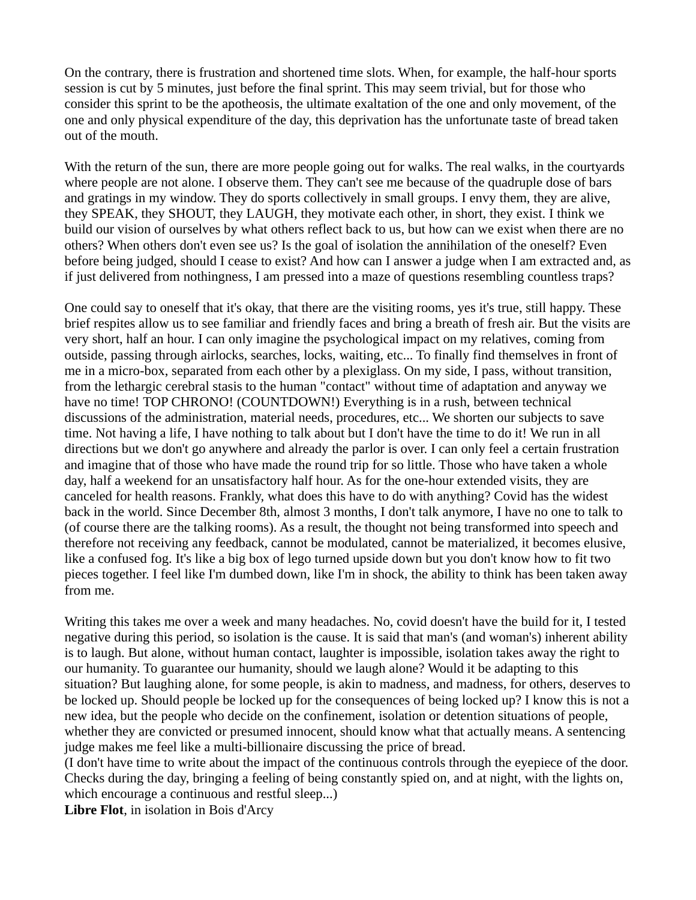On the contrary, there is frustration and shortened time slots. When, for example, the half-hour sports session is cut by 5 minutes, just before the final sprint. This may seem trivial, but for those who consider this sprint to be the apotheosis, the ultimate exaltation of the one and only movement, of the one and only physical expenditure of the day, this deprivation has the unfortunate taste of bread taken out of the mouth.

With the return of the sun, there are more people going out for walks. The real walks, in the courtyards where people are not alone. I observe them. They can't see me because of the quadruple dose of bars and gratings in my window. They do sports collectively in small groups. I envy them, they are alive, they SPEAK, they SHOUT, they LAUGH, they motivate each other, in short, they exist. I think we build our vision of ourselves by what others reflect back to us, but how can we exist when there are no others? When others don't even see us? Is the goal of isolation the annihilation of the oneself? Even before being judged, should I cease to exist? And how can I answer a judge when I am extracted and, as if just delivered from nothingness, I am pressed into a maze of questions resembling countless traps?

One could say to oneself that it's okay, that there are the visiting rooms, yes it's true, still happy. These brief respites allow us to see familiar and friendly faces and bring a breath of fresh air. But the visits are very short, half an hour. I can only imagine the psychological impact on my relatives, coming from outside, passing through airlocks, searches, locks, waiting, etc... To finally find themselves in front of me in a micro-box, separated from each other by a plexiglass. On my side, I pass, without transition, from the lethargic cerebral stasis to the human "contact" without time of adaptation and anyway we have no time! TOP CHRONO! (COUNTDOWN!) Everything is in a rush, between technical discussions of the administration, material needs, procedures, etc... We shorten our subjects to save time. Not having a life, I have nothing to talk about but I don't have the time to do it! We run in all directions but we don't go anywhere and already the parlor is over. I can only feel a certain frustration and imagine that of those who have made the round trip for so little. Those who have taken a whole day, half a weekend for an unsatisfactory half hour. As for the one-hour extended visits, they are canceled for health reasons. Frankly, what does this have to do with anything? Covid has the widest back in the world. Since December 8th, almost 3 months, I don't talk anymore, I have no one to talk to (of course there are the talking rooms). As a result, the thought not being transformed into speech and therefore not receiving any feedback, cannot be modulated, cannot be materialized, it becomes elusive, like a confused fog. It's like a big box of lego turned upside down but you don't know how to fit two pieces together. I feel like I'm dumbed down, like I'm in shock, the ability to think has been taken away from me.

Writing this takes me over a week and many headaches. No, covid doesn't have the build for it, I tested negative during this period, so isolation is the cause. It is said that man's (and woman's) inherent ability is to laugh. But alone, without human contact, laughter is impossible, isolation takes away the right to our humanity. To guarantee our humanity, should we laugh alone? Would it be adapting to this situation? But laughing alone, for some people, is akin to madness, and madness, for others, deserves to be locked up. Should people be locked up for the consequences of being locked up? I know this is not a new idea, but the people who decide on the confinement, isolation or detention situations of people, whether they are convicted or presumed innocent, should know what that actually means. A sentencing judge makes me feel like a multi-billionaire discussing the price of bread.
(I don't have time to write about the impact of the continuous controls through the eyepiece of the door. Checks during the day, bringing a feeling of being constantly spied on, and at night, with the lights on, which encourage a continuous and restful sleep...)
**Libre Flot**, in isolation in Bois d'Arcy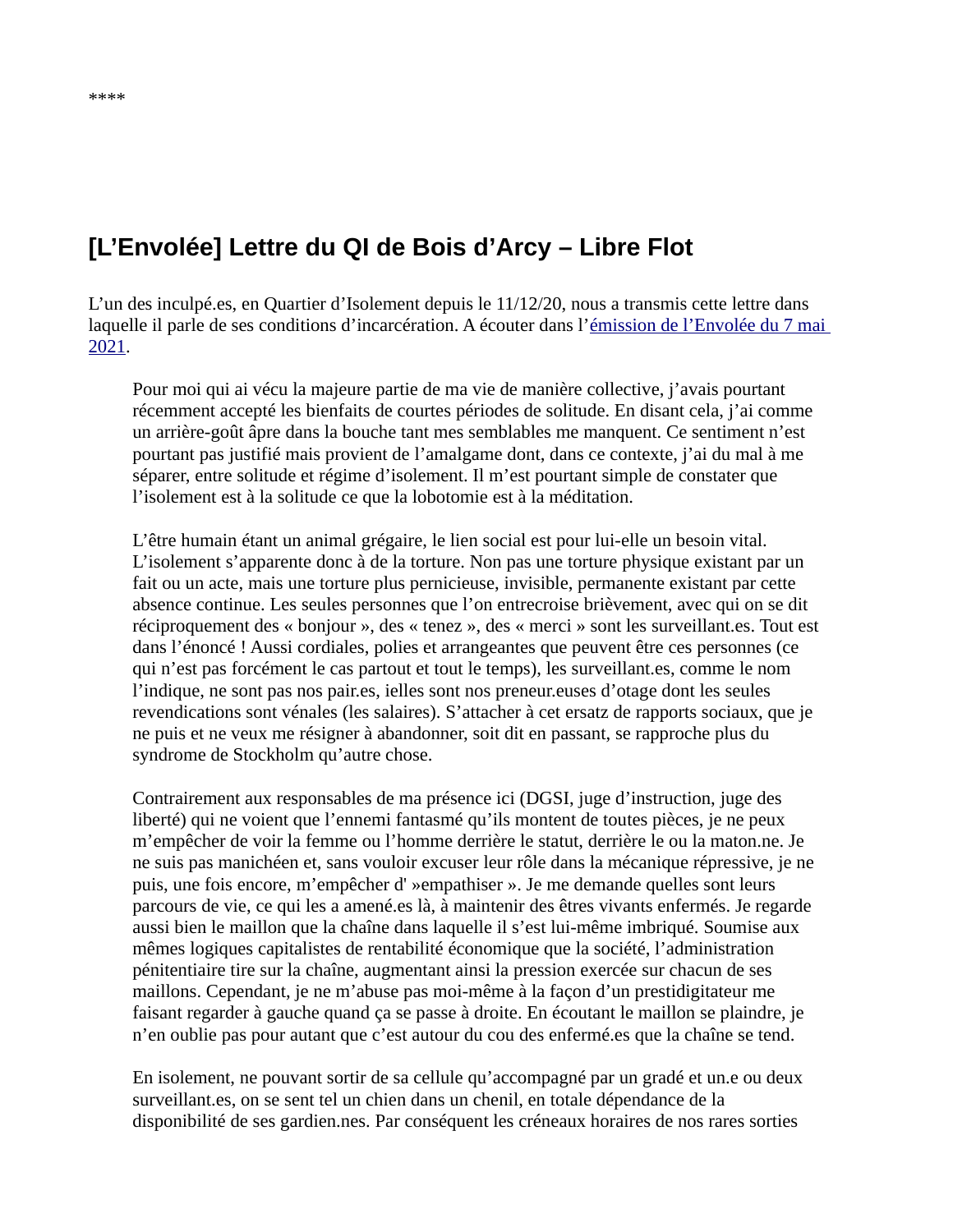****

## [L’Envolée] Lettre du QI de Bois d’Arcy – Libre Flot

L’un des inculpé.es, en Quartier d’Isolement depuis le 11/12/20, nous a transmis cette lettre dans laquelle il parle de ses conditions d’incarcération. A écouter dans l’émission de l’Envolée du 7 mai 2021.

> Pour moi qui ai vécu la majeure partie de ma vie de manière collective, j’avais pourtant récemment accepté les bienfaits de courtes périodes de solitude. En disant cela, j’ai comme un arrière-goût âpre dans la bouche tant mes semblables me manquent. Ce sentiment n’est pourtant pas justifié mais provient de l’amalgame dont, dans ce contexte, j’ai du mal à me séparer, entre solitude et régime d’isolement. Il m’est pourtant simple de constater que l’isolement est à la solitude ce que la lobotomie est à la méditation.
>
> L’être humain étant un animal grégaire, le lien social est pour lui-elle un besoin vital. L’isolement s’apparente donc à de la torture. Non pas une torture physique existant par un fait ou un acte, mais une torture plus pernicieuse, invisible, permanente existant par cette absence continue. Les seules personnes que l’on entrecroise brièvement, avec qui on se dit réciproquement des « bonjour », des « tenez », des « merci » sont les surveillant.es. Tout est dans l’énoncé ! Aussi cordiales, polies et arrangeantes que peuvent être ces personnes (ce qui n’est pas forcément le cas partout et tout le temps), les surveillant.es, comme le nom l’indique, ne sont pas nos pair.es, ielles sont nos preneur.euses d’otage dont les seules revendications sont vénales (les salaires). S’attacher à cet ersatz de rapports sociaux, que je ne puis et ne veux me résigner à abandonner, soit dit en passant, se rapproche plus du syndrome de Stockholm qu’autre chose.
>
> Contrairement aux responsables de ma présence ici (DGSI, juge d’instruction, juge des liberté) qui ne voient que l’ennemi fantasmé qu’ils montent de toutes pièces, je ne peux m’empêcher de voir la femme ou l’homme derrière le statut, derrière le ou la maton.ne. Je ne suis pas manichéen et, sans vouloir excuser leur rôle dans la mécanique répressive, je ne puis, une fois encore, m’empêcher d' »empathiser ». Je me demande quelles sont leurs parcours de vie, ce qui les a amené.es là, à maintenir des êtres vivants enfermés. Je regarde aussi bien le maillon que la chaîne dans laquelle il s’est lui-même imbriqué. Soumise aux mêmes logiques capitalistes de rentabilité économique que la société, l’administration pénitentiaire tire sur la chaîne, augmentant ainsi la pression exercée sur chacun de ses maillons. Cependant, je ne m’abuse pas moi-même à la façon d’un prestidigitateur me faisant regarder à gauche quand ça se passe à droite. En écoutant le maillon se plaindre, je n’en oublie pas pour autant que c’est autour du cou des enfermé.es que la chaîne se tend.
>
> En isolement, ne pouvant sortir de sa cellule qu’accompagné par un gradé et un.e ou deux surveillant.es, on se sent tel un chien dans un chenil, en totale dépendance de la disponibilité de ses gardien.nes. Par conséquent les créneaux horaires de nos rares sorties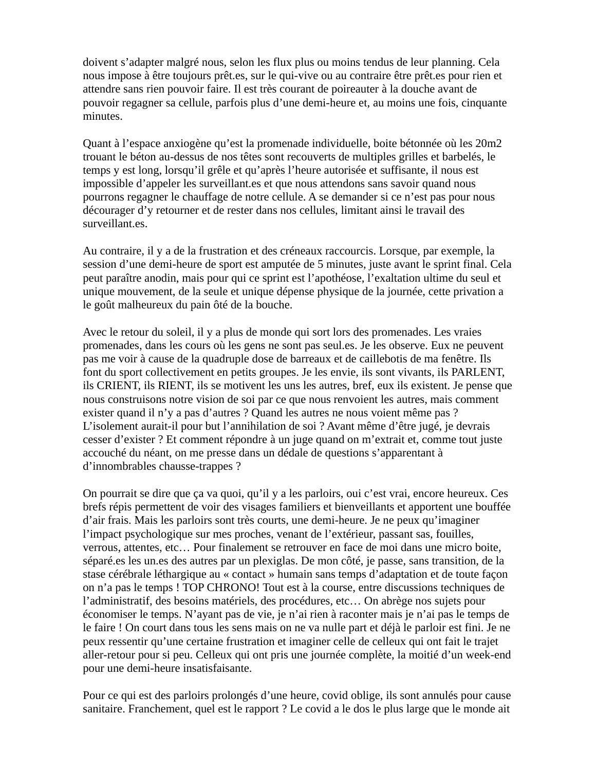doivent s'adapter malgré nous, selon les flux plus ou moins tendus de leur planning. Cela nous impose à être toujours prêt.es, sur le qui-vive ou au contraire être prêt.es pour rien et attendre sans rien pouvoir faire. Il est très courant de poireauter à la douche avant de pouvoir regagner sa cellule, parfois plus d'une demi-heure et, au moins une fois, cinquante minutes.

Quant à l'espace anxiogène qu'est la promenade individuelle, boite bétonnée où les 20m2 trouant le béton au-dessus de nos têtes sont recouverts de multiples grilles et barbelés, le temps y est long, lorsqu'il grêle et qu'après l'heure autorisée et suffisante, il nous est impossible d'appeler les surveillant.es et que nous attendons sans savoir quand nous pourrons regagner le chauffage de notre cellule. A se demander si ce n'est pas pour nous décourager d'y retourner et de rester dans nos cellules, limitant ainsi le travail des surveillant.es.

Au contraire, il y a de la frustration et des créneaux raccourcis. Lorsque, par exemple, la session d'une demi-heure de sport est amputée de 5 minutes, juste avant le sprint final. Cela peut paraître anodin, mais pour qui ce sprint est l'apothéose, l'exaltation ultime du seul et unique mouvement, de la seule et unique dépense physique de la journée, cette privation a le goût malheureux du pain ôté de la bouche.

Avec le retour du soleil, il y a plus de monde qui sort lors des promenades. Les vraies promenades, dans les cours où les gens ne sont pas seul.es. Je les observe. Eux ne peuvent pas me voir à cause de la quadruple dose de barreaux et de caillebotis de ma fenêtre. Ils font du sport collectivement en petits groupes. Je les envie, ils sont vivants, ils PARLENT, ils CRIENT, ils RIENT, ils se motivent les uns les autres, bref, eux ils existent. Je pense que nous construisons notre vision de soi par ce que nous renvoient les autres, mais comment exister quand il n'y a pas d'autres ? Quand les autres ne nous voient même pas ? L'isolement aurait-il pour but l'annihilation de soi ? Avant même d'être jugé, je devrais cesser d'exister ? Et comment répondre à un juge quand on m'extrait et, comme tout juste accouché du néant, on me presse dans un dédale de questions s'apparentant à d'innombrables chausse-trappes ?

On pourrait se dire que ça va quoi, qu'il y a les parloirs, oui c'est vrai, encore heureux. Ces brefs répis permettent de voir des visages familiers et bienveillants et apportent une bouffée d'air frais. Mais les parloirs sont très courts, une demi-heure. Je ne peux qu'imaginer l'impact psychologique sur mes proches, venant de l'extérieur, passant sas, fouilles, verrous, attentes, etc… Pour finalement se retrouver en face de moi dans une micro boite, séparé.es les un.es des autres par un plexiglas. De mon côté, je passe, sans transition, de la stase cérébrale léthargique au « contact » humain sans temps d'adaptation et de toute façon on n'a pas le temps ! TOP CHRONO! Tout est à la course, entre discussions techniques de l'administratif, des besoins matériels, des procédures, etc… On abrège nos sujets pour économiser le temps. N'ayant pas de vie, je n'ai rien à raconter mais je n'ai pas le temps de le faire ! On court dans tous les sens mais on ne va nulle part et déjà le parloir est fini. Je ne peux ressentir qu'une certaine frustration et imaginer celle de celleux qui ont fait le trajet aller-retour pour si peu. Celleux qui ont pris une journée complète, la moitié d'un week-end pour une demi-heure insatisfaisante.

Pour ce qui est des parloirs prolongés d'une heure, covid oblige, ils sont annulés pour cause sanitaire. Franchement, quel est le rapport ? Le covid a le dos le plus large que le monde ait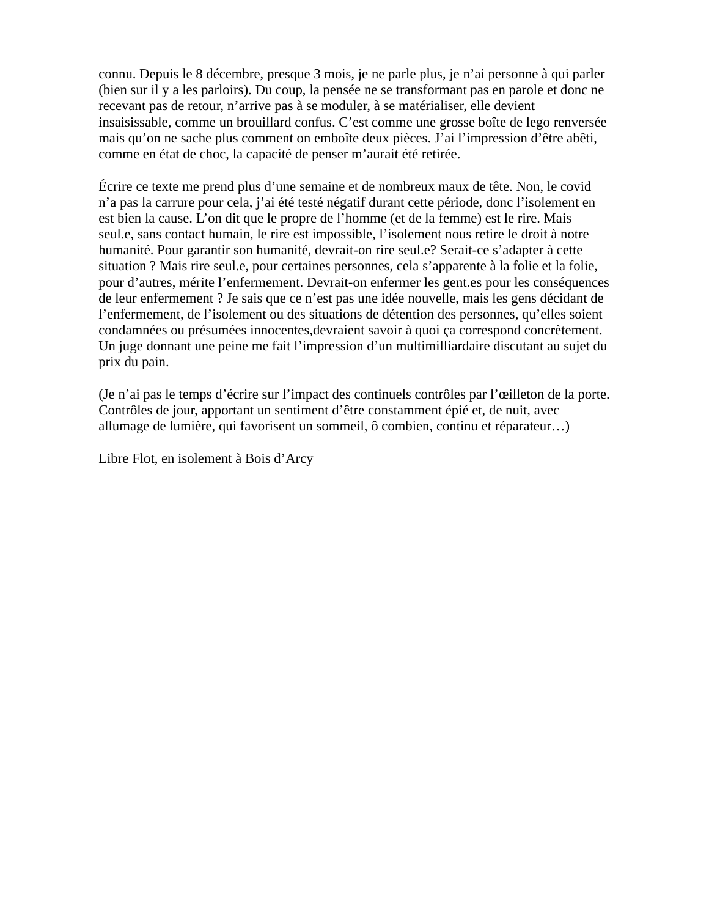connu. Depuis le 8 décembre, presque 3 mois, je ne parle plus, je n'ai personne à qui parler (bien sur il y a les parloirs). Du coup, la pensée ne se transformant pas en parole et donc ne recevant pas de retour, n'arrive pas à se moduler, à se matérialiser, elle devient insaisissable, comme un brouillard confus. C'est comme une grosse boîte de lego renversée mais qu'on ne sache plus comment on emboîte deux pièces. J'ai l'impression d'être abêti, comme en état de choc, la capacité de penser m'aurait été retirée.

Écrire ce texte me prend plus d'une semaine et de nombreux maux de tête. Non, le covid n'a pas la carrure pour cela, j'ai été testé négatif durant cette période, donc l'isolement en est bien la cause. L'on dit que le propre de l'homme (et de la femme) est le rire. Mais seul.e, sans contact humain, le rire est impossible, l'isolement nous retire le droit à notre humanité. Pour garantir son humanité, devrait-on rire seul.e? Serait-ce s'adapter à cette situation ? Mais rire seul.e, pour certaines personnes, cela s'apparente à la folie et la folie, pour d'autres, mérite l'enfermement. Devrait-on enfermer les gent.es pour les conséquences de leur enfermement ? Je sais que ce n'est pas une idée nouvelle, mais les gens décidant de l'enfermement, de l'isolement ou des situations de détention des personnes, qu'elles soient condamnées ou présumées innocentes,devraient savoir à quoi ça correspond concrètement. Un juge donnant une peine me fait l'impression d'un multimilliardaire discutant au sujet du prix du pain.

(Je n'ai pas le temps d'écrire sur l'impact des continuels contrôles par l'œilleton de la porte. Contrôles de jour, apportant un sentiment d'être constamment épié et, de nuit, avec allumage de lumière, qui favorisent un sommeil, ô combien, continu et réparateur…)

Libre Flot, en isolement à Bois d'Arcy